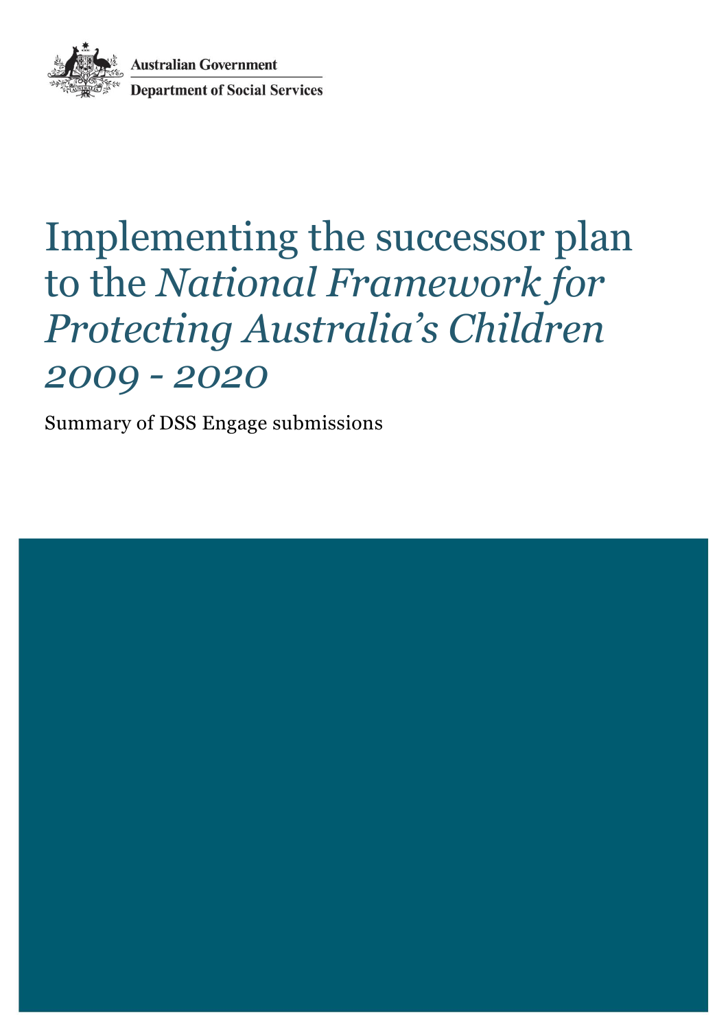Australian Government

Department of Social Services

# Implementing the successor plan to the *National Framework for Protecting Australia's Children 2009 - 2020*

Summary of DSS Engage submissions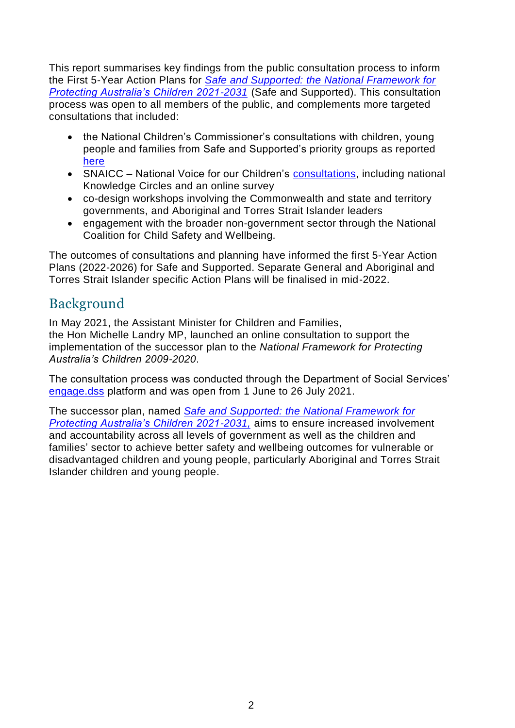This report summarises key findings from the public consultation process to inform the First 5-Year Action Plans for *Safe and Supported: the National Framework for Protecting Australia's Children 2021-2031* (Safe and Supported). This consultation process was open to all members of the public, and complements more targeted consultations that included:

- the National Children's Commissioner's consultations with children, young people and families from Safe and Supported's priority groups as reported here
- SNAICC – National Voice for our Children's consultations, including national Knowledge Circles and an online survey
- co-design workshops involving the Commonwealth and state and territory governments, and Aboriginal and Torres Strait Islander leaders
- engagement with the broader non-government sector through the National Coalition for Child Safety and Wellbeing.

The outcomes of consultations and planning have informed the first 5-Year Action Plans (2022-2026) for Safe and Supported. Separate General and Aboriginal and Torres Strait Islander specific Action Plans will be finalised in mid-2022.

## Background

In May 2021, the Assistant Minister for Children and Families, the Hon Michelle Landry MP, launched an online consultation to support the implementation of the successor plan to the *National Framework for Protecting Australia's Children 2009-2020*.

The consultation process was conducted through the Department of Social Services' engage.dss platform and was open from 1 June to 26 July 2021.

The successor plan, named *Safe and Supported: the National Framework for Protecting Australia's Children 2021-2031,* aims to ensure increased involvement and accountability across all levels of government as well as the children and families' sector to achieve better safety and wellbeing outcomes for vulnerable or disadvantaged children and young people, particularly Aboriginal and Torres Strait Islander children and young people.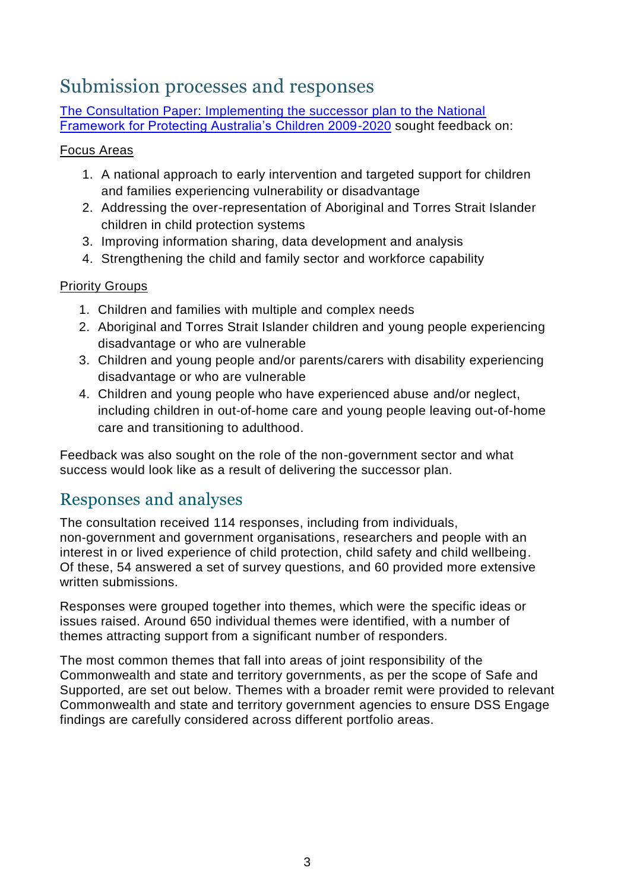## Submission processes and responses

The Consultation Paper: Implementing the successor plan to the National Framework for Protecting Australia's Children 2009-2020 sought feedback on:

Focus Areas

1. A national approach to early intervention and targeted support for children and families experiencing vulnerability or disadvantage
2. Addressing the over-representation of Aboriginal and Torres Strait Islander children in child protection systems
3. Improving information sharing, data development and analysis
4. Strengthening the child and family sector and workforce capability

Priority Groups

1. Children and families with multiple and complex needs
2. Aboriginal and Torres Strait Islander children and young people experiencing disadvantage or who are vulnerable
3. Children and young people and/or parents/carers with disability experiencing disadvantage or who are vulnerable
4. Children and young people who have experienced abuse and/or neglect, including children in out-of-home care and young people leaving out-of-home care and transitioning to adulthood.

Feedback was also sought on the role of the non-government sector and what success would look like as a result of delivering the successor plan.

## Responses and analyses

The consultation received 114 responses, including from individuals, non-government and government organisations, researchers and people with an interest in or lived experience of child protection, child safety and child wellbeing. Of these, 54 answered a set of survey questions, and 60 provided more extensive written submissions.

Responses were grouped together into themes, which were the specific ideas or issues raised. Around 650 individual themes were identified, with a number of themes attracting support from a significant number of responders.

The most common themes that fall into areas of joint responsibility of the Commonwealth and state and territory governments, as per the scope of Safe and Supported, are set out below. Themes with a broader remit were provided to relevant Commonwealth and state and territory government agencies to ensure DSS Engage findings are carefully considered across different portfolio areas.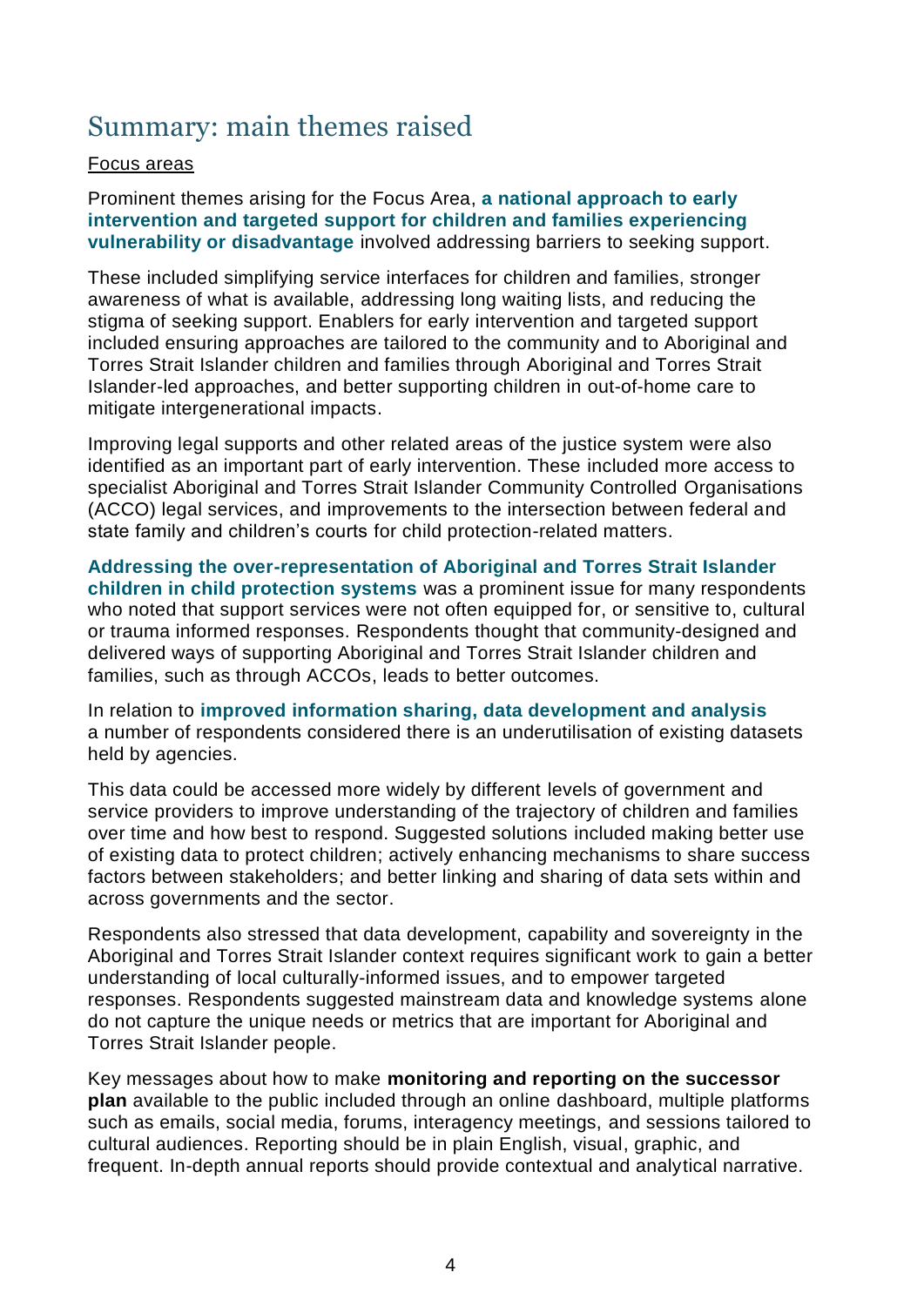# Summary: main themes raised

Focus areas

Prominent themes arising for the Focus Area, **a national approach to early intervention and targeted support for children and families experiencing vulnerability or disadvantage** involved addressing barriers to seeking support.

These included simplifying service interfaces for children and families, stronger awareness of what is available, addressing long waiting lists, and reducing the stigma of seeking support. Enablers for early intervention and targeted support included ensuring approaches are tailored to the community and to Aboriginal and Torres Strait Islander children and families through Aboriginal and Torres Strait Islander-led approaches, and better supporting children in out-of-home care to mitigate intergenerational impacts.

Improving legal supports and other related areas of the justice system were also identified as an important part of early intervention. These included more access to specialist Aboriginal and Torres Strait Islander Community Controlled Organisations (ACCO) legal services, and improvements to the intersection between federal and state family and children's courts for child protection-related matters.

**Addressing the over-representation of Aboriginal and Torres Strait Islander children in child protection systems** was a prominent issue for many respondents who noted that support services were not often equipped for, or sensitive to, cultural or trauma informed responses. Respondents thought that community-designed and delivered ways of supporting Aboriginal and Torres Strait Islander children and families, such as through ACCOs, leads to better outcomes.

In relation to **improved information sharing, data development and analysis** a number of respondents considered there is an underutilisation of existing datasets held by agencies.

This data could be accessed more widely by different levels of government and service providers to improve understanding of the trajectory of children and families over time and how best to respond. Suggested solutions included making better use of existing data to protect children; actively enhancing mechanisms to share success factors between stakeholders; and better linking and sharing of data sets within and across governments and the sector.

Respondents also stressed that data development, capability and sovereignty in the Aboriginal and Torres Strait Islander context requires significant work to gain a better understanding of local culturally-informed issues, and to empower targeted responses. Respondents suggested mainstream data and knowledge systems alone do not capture the unique needs or metrics that are important for Aboriginal and Torres Strait Islander people.

Key messages about how to make **monitoring and reporting on the successor plan** available to the public included through an online dashboard, multiple platforms such as emails, social media, forums, interagency meetings, and sessions tailored to cultural audiences. Reporting should be in plain English, visual, graphic, and frequent. In-depth annual reports should provide contextual and analytical narrative.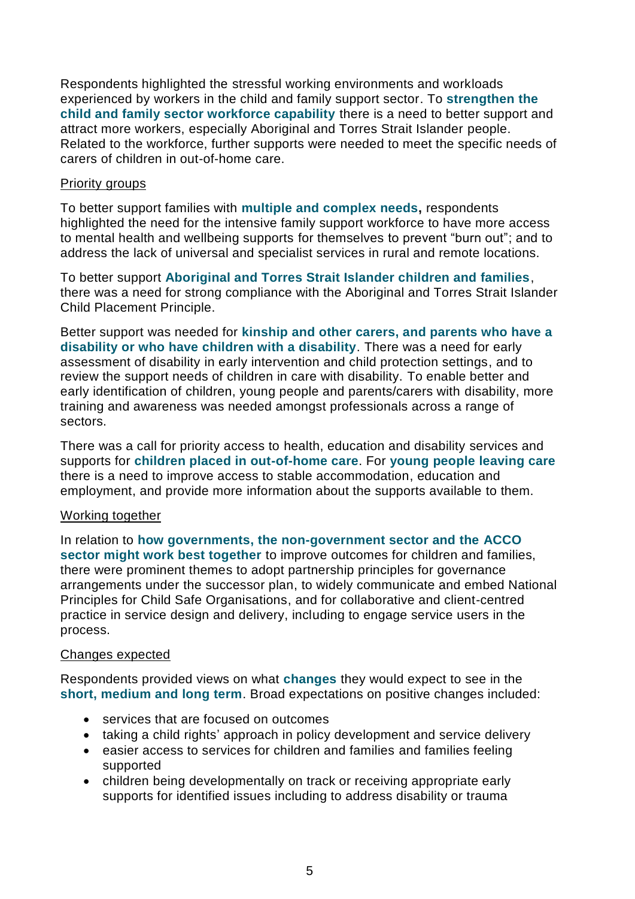Respondents highlighted the stressful working environments and workloads experienced by workers in the child and family support sector. To **strengthen the child and family sector workforce capability** there is a need to better support and attract more workers, especially Aboriginal and Torres Strait Islander people. Related to the workforce, further supports were needed to meet the specific needs of carers of children in out-of-home care.

Priority groups

To better support families with **multiple and complex needs,** respondents highlighted the need for the intensive family support workforce to have more access to mental health and wellbeing supports for themselves to prevent "burn out"; and to address the lack of universal and specialist services in rural and remote locations.

To better support **Aboriginal and Torres Strait Islander children and families**, there was a need for strong compliance with the Aboriginal and Torres Strait Islander Child Placement Principle.

Better support was needed for **kinship and other carers, and parents who have a disability or who have children with a disability**. There was a need for early assessment of disability in early intervention and child protection settings, and to review the support needs of children in care with disability. To enable better and early identification of children, young people and parents/carers with disability, more training and awareness was needed amongst professionals across a range of sectors.

There was a call for priority access to health, education and disability services and supports for **children placed in out-of-home care**. For **young people leaving care** there is a need to improve access to stable accommodation, education and employment, and provide more information about the supports available to them.

Working together

In relation to **how governments, the non-government sector and the ACCO sector might work best together** to improve outcomes for children and families, there were prominent themes to adopt partnership principles for governance arrangements under the successor plan, to widely communicate and embed National Principles for Child Safe Organisations, and for collaborative and client-centred practice in service design and delivery, including to engage service users in the process.

Changes expected

Respondents provided views on what **changes** they would expect to see in the **short, medium and long term**. Broad expectations on positive changes included:

- services that are focused on outcomes
- taking a child rights' approach in policy development and service delivery
- easier access to services for children and families and families feeling supported
- children being developmentally on track or receiving appropriate early supports for identified issues including to address disability or trauma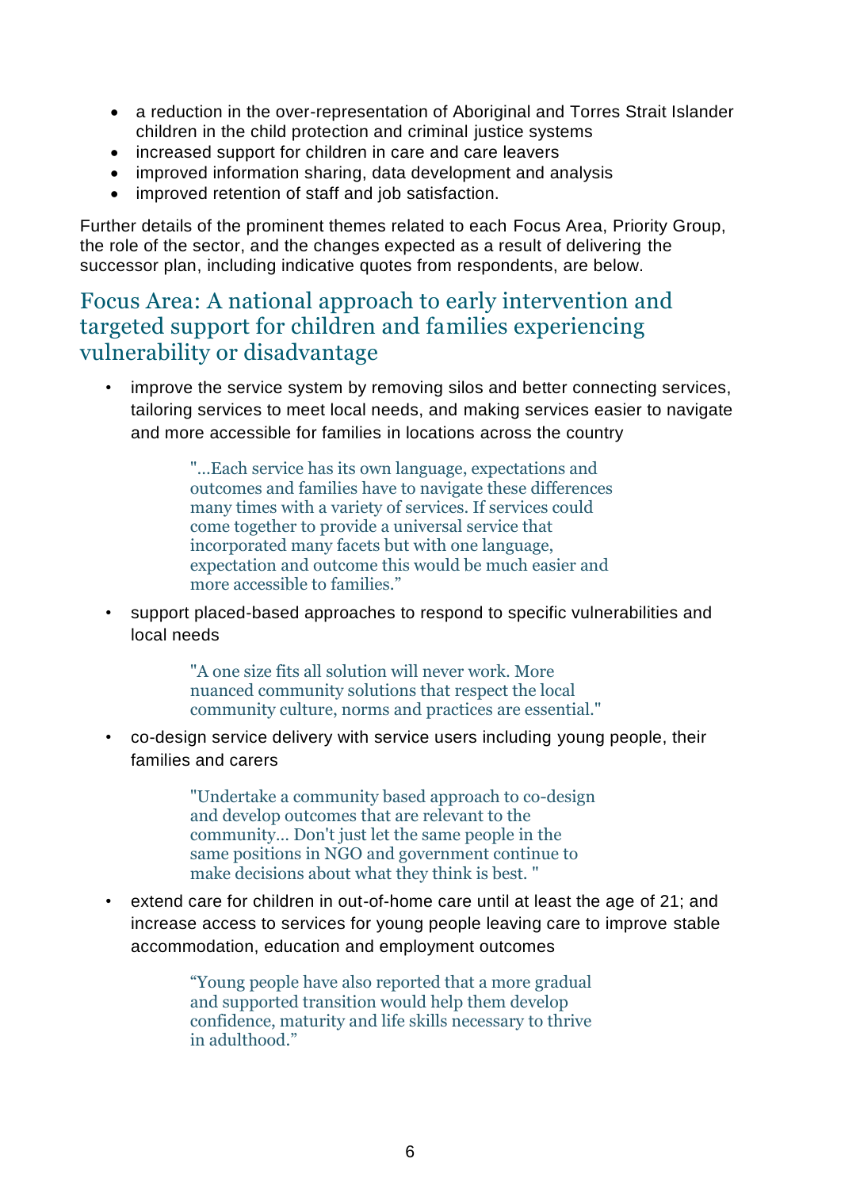- a reduction in the over-representation of Aboriginal and Torres Strait Islander children in the child protection and criminal justice systems
- increased support for children in care and care leavers
- improved information sharing, data development and analysis
- improved retention of staff and job satisfaction.

Further details of the prominent themes related to each Focus Area, Priority Group, the role of the sector, and the changes expected as a result of delivering the successor plan, including indicative quotes from respondents, are below.

## Focus Area: A national approach to early intervention and targeted support for children and families experiencing vulnerability or disadvantage

- improve the service system by removing silos and better connecting services, tailoring services to meet local needs, and making services easier to navigate and more accessible for families in locations across the country

  > "...Each service has its own language, expectations and outcomes and families have to navigate these differences many times with a variety of services. If services could come together to provide a universal service that incorporated many facets but with one language, expectation and outcome this would be much easier and more accessible to families."

- support placed-based approaches to respond to specific vulnerabilities and local needs

  > "A one size fits all solution will never work. More nuanced community solutions that respect the local community culture, norms and practices are essential."

- co-design service delivery with service users including young people, their families and carers

  > "Undertake a community based approach to co-design and develop outcomes that are relevant to the community... Don't just let the same people in the same positions in NGO and government continue to make decisions about what they think is best. "

- extend care for children in out-of-home care until at least the age of 21; and increase access to services for young people leaving care to improve stable accommodation, education and employment outcomes

  > "Young people have also reported that a more gradual and supported transition would help them develop confidence, maturity and life skills necessary to thrive in adulthood."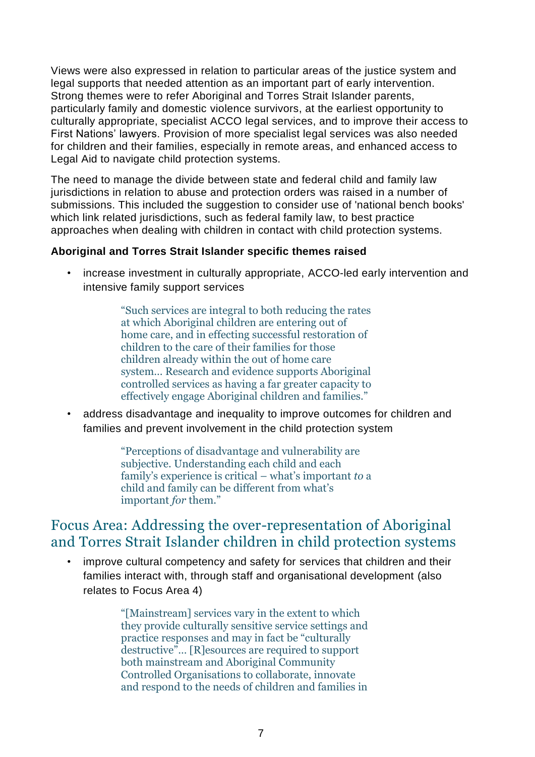Views were also expressed in relation to particular areas of the justice system and legal supports that needed attention as an important part of early intervention. Strong themes were to refer Aboriginal and Torres Strait Islander parents, particularly family and domestic violence survivors, at the earliest opportunity to culturally appropriate, specialist ACCO legal services, and to improve their access to First Nations' lawyers. Provision of more specialist legal services was also needed for children and their families, especially in remote areas, and enhanced access to Legal Aid to navigate child protection systems.

The need to manage the divide between state and federal child and family law jurisdictions in relation to abuse and protection orders was raised in a number of submissions. This included the suggestion to consider use of 'national bench books' which link related jurisdictions, such as federal family law, to best practice approaches when dealing with children in contact with child protection systems.

**Aboriginal and Torres Strait Islander specific themes raised**

- increase investment in culturally appropriate, ACCO-led early intervention and intensive family support services

> "Such services are integral to both reducing the rates at which Aboriginal children are entering out of home care, and in effecting successful restoration of children to the care of their families for those children already within the out of home care system... Research and evidence supports Aboriginal controlled services as having a far greater capacity to effectively engage Aboriginal children and families."

- address disadvantage and inequality to improve outcomes for children and families and prevent involvement in the child protection system

> "Perceptions of disadvantage and vulnerability are subjective. Understanding each child and each family's experience is critical – what's important *to* a child and family can be different from what's important *for* them."

## Focus Area: Addressing the over-representation of Aboriginal and Torres Strait Islander children in child protection systems

- improve cultural competency and safety for services that children and their families interact with, through staff and organisational development (also relates to Focus Area 4)

> "[Mainstream] services vary in the extent to which they provide culturally sensitive service settings and practice responses and may in fact be "culturally destructive"... [R]esources are required to support both mainstream and Aboriginal Community Controlled Organisations to collaborate, innovate and respond to the needs of children and families in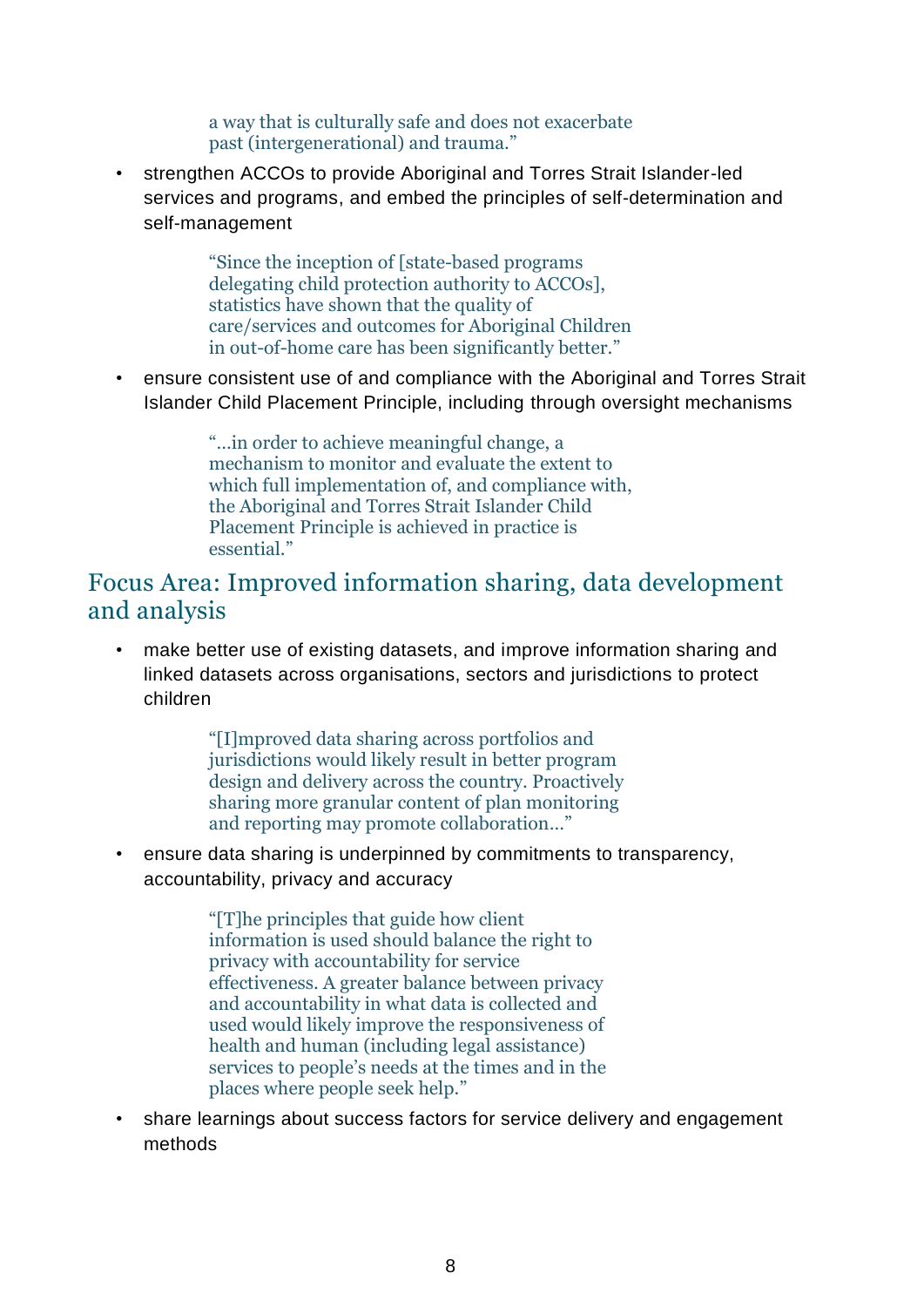> a way that is culturally safe and does not exacerbate past (intergenerational) and trauma."

- strengthen ACCOs to provide Aboriginal and Torres Strait Islander-led services and programs, and embed the principles of self-determination and self-management

> "Since the inception of [state-based programs delegating child protection authority to ACCOs], statistics have shown that the quality of care/services and outcomes for Aboriginal Children in out-of-home care has been significantly better."

- ensure consistent use of and compliance with the Aboriginal and Torres Strait Islander Child Placement Principle, including through oversight mechanisms

> "…in order to achieve meaningful change, a mechanism to monitor and evaluate the extent to which full implementation of, and compliance with, the Aboriginal and Torres Strait Islander Child Placement Principle is achieved in practice is essential."

## Focus Area: Improved information sharing, data development and analysis

- make better use of existing datasets, and improve information sharing and linked datasets across organisations, sectors and jurisdictions to protect children

> "[I]mproved data sharing across portfolios and jurisdictions would likely result in better program design and delivery across the country. Proactively sharing more granular content of plan monitoring and reporting may promote collaboration…"

- ensure data sharing is underpinned by commitments to transparency, accountability, privacy and accuracy

> "[T]he principles that guide how client information is used should balance the right to privacy with accountability for service effectiveness. A greater balance between privacy and accountability in what data is collected and used would likely improve the responsiveness of health and human (including legal assistance) services to people's needs at the times and in the places where people seek help."

- share learnings about success factors for service delivery and engagement methods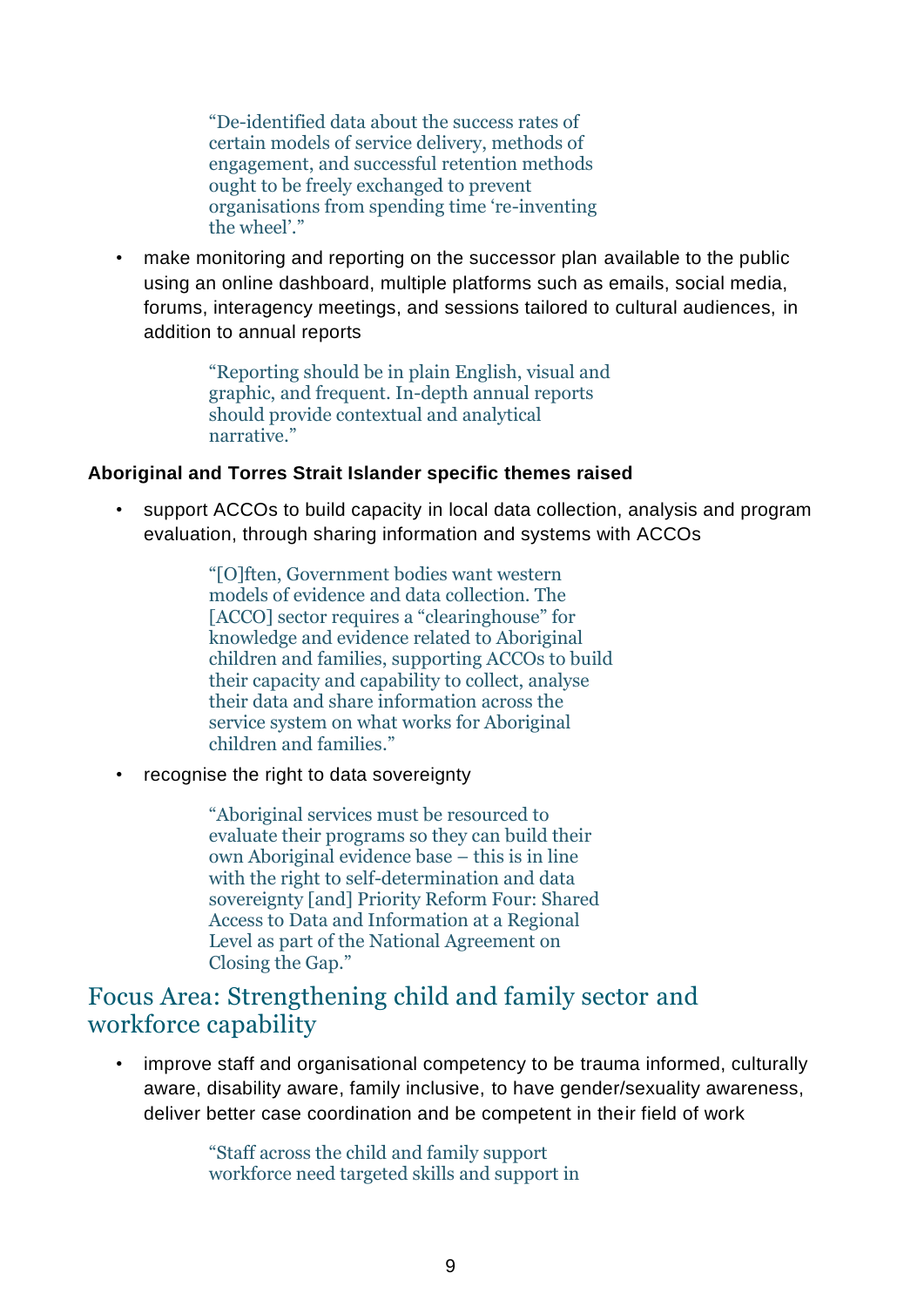> "De-identified data about the success rates of certain models of service delivery, methods of engagement, and successful retention methods ought to be freely exchanged to prevent organisations from spending time 're-inventing the wheel'."

- make monitoring and reporting on the successor plan available to the public using an online dashboard, multiple platforms such as emails, social media, forums, interagency meetings, and sessions tailored to cultural audiences, in addition to annual reports

> "Reporting should be in plain English, visual and graphic, and frequent. In-depth annual reports should provide contextual and analytical narrative."

**Aboriginal and Torres Strait Islander specific themes raised**

- support ACCOs to build capacity in local data collection, analysis and program evaluation, through sharing information and systems with ACCOs

> "[O]ften, Government bodies want western models of evidence and data collection. The [ACCO] sector requires a "clearinghouse" for knowledge and evidence related to Aboriginal children and families, supporting ACCOs to build their capacity and capability to collect, analyse their data and share information across the service system on what works for Aboriginal children and families."

- recognise the right to data sovereignty

> "Aboriginal services must be resourced to evaluate their programs so they can build their own Aboriginal evidence base – this is in line with the right to self-determination and data sovereignty [and] Priority Reform Four: Shared Access to Data and Information at a Regional Level as part of the National Agreement on Closing the Gap."

## Focus Area: Strengthening child and family sector and workforce capability

- improve staff and organisational competency to be trauma informed, culturally aware, disability aware, family inclusive, to have gender/sexuality awareness, deliver better case coordination and be competent in their field of work

> "Staff across the child and family support workforce need targeted skills and support in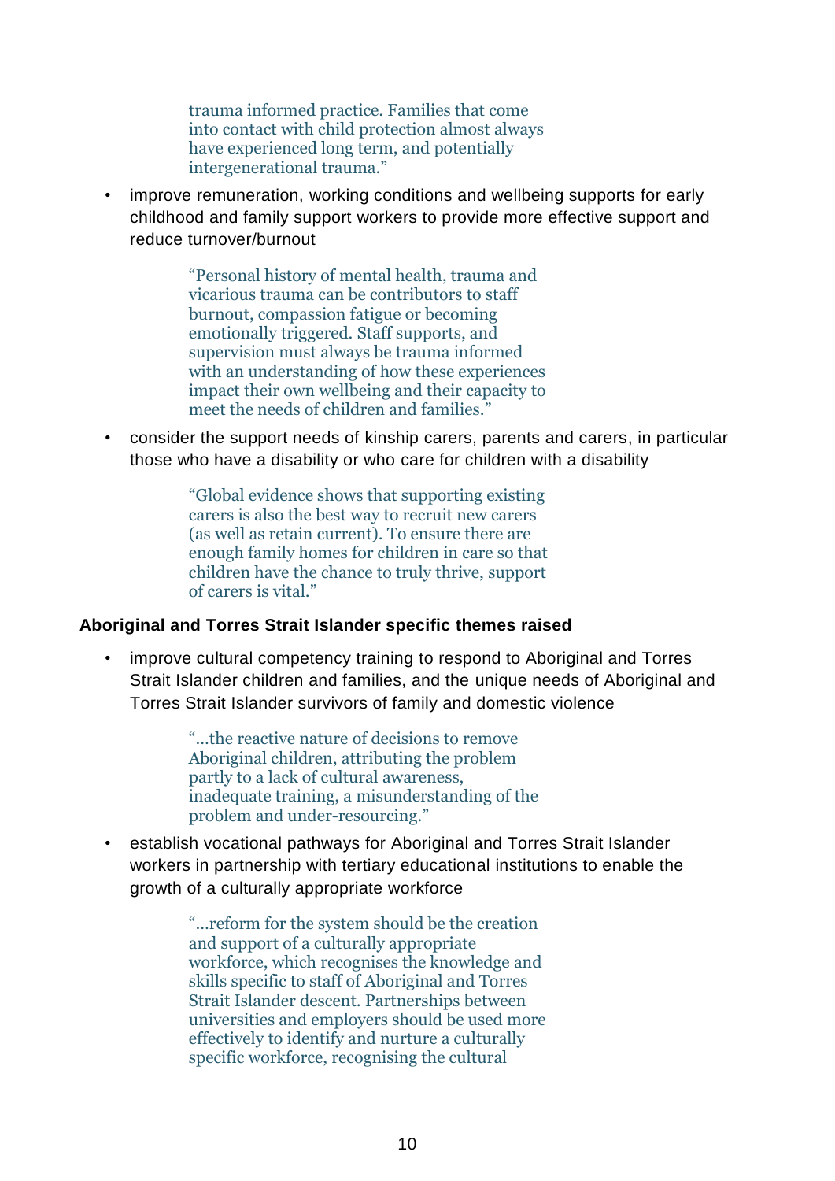> trauma informed practice. Families that come into contact with child protection almost always have experienced long term, and potentially intergenerational trauma."

- improve remuneration, working conditions and wellbeing supports for early childhood and family support workers to provide more effective support and reduce turnover/burnout

> "Personal history of mental health, trauma and vicarious trauma can be contributors to staff burnout, compassion fatigue or becoming emotionally triggered. Staff supports, and supervision must always be trauma informed with an understanding of how these experiences impact their own wellbeing and their capacity to meet the needs of children and families."

- consider the support needs of kinship carers, parents and carers, in particular those who have a disability or who care for children with a disability

> "Global evidence shows that supporting existing carers is also the best way to recruit new carers (as well as retain current). To ensure there are enough family homes for children in care so that children have the chance to truly thrive, support of carers is vital."

**Aboriginal and Torres Strait Islander specific themes raised**

- improve cultural competency training to respond to Aboriginal and Torres Strait Islander children and families, and the unique needs of Aboriginal and Torres Strait Islander survivors of family and domestic violence

> "...the reactive nature of decisions to remove Aboriginal children, attributing the problem partly to a lack of cultural awareness, inadequate training, a misunderstanding of the problem and under-resourcing."

- establish vocational pathways for Aboriginal and Torres Strait Islander workers in partnership with tertiary educational institutions to enable the growth of a culturally appropriate workforce

> "...reform for the system should be the creation and support of a culturally appropriate workforce, which recognises the knowledge and skills specific to staff of Aboriginal and Torres Strait Islander descent. Partnerships between universities and employers should be used more effectively to identify and nurture a culturally specific workforce, recognising the cultural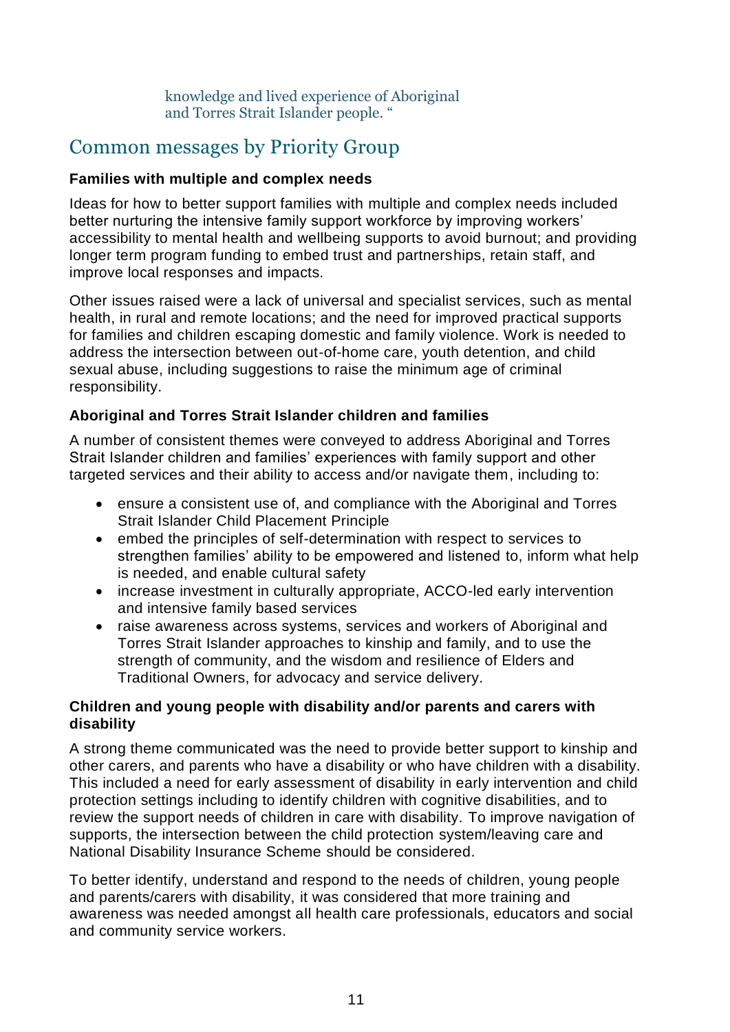knowledge and lived experience of Aboriginal and Torres Strait Islander people. "

## Common messages by Priority Group

### Families with multiple and complex needs

Ideas for how to better support families with multiple and complex needs included better nurturing the intensive family support workforce by improving workers' accessibility to mental health and wellbeing supports to avoid burnout; and providing longer term program funding to embed trust and partnerships, retain staff, and improve local responses and impacts.

Other issues raised were a lack of universal and specialist services, such as mental health, in rural and remote locations; and the need for improved practical supports for families and children escaping domestic and family violence. Work is needed to address the intersection between out-of-home care, youth detention, and child sexual abuse, including suggestions to raise the minimum age of criminal responsibility.

### Aboriginal and Torres Strait Islander children and families

A number of consistent themes were conveyed to address Aboriginal and Torres Strait Islander children and families' experiences with family support and other targeted services and their ability to access and/or navigate them, including to:

- ensure a consistent use of, and compliance with the Aboriginal and Torres Strait Islander Child Placement Principle
- embed the principles of self-determination with respect to services to strengthen families' ability to be empowered and listened to, inform what help is needed, and enable cultural safety
- increase investment in culturally appropriate, ACCO-led early intervention and intensive family based services
- raise awareness across systems, services and workers of Aboriginal and Torres Strait Islander approaches to kinship and family, and to use the strength of community, and the wisdom and resilience of Elders and Traditional Owners, for advocacy and service delivery.

### Children and young people with disability and/or parents and carers with disability

A strong theme communicated was the need to provide better support to kinship and other carers, and parents who have a disability or who have children with a disability. This included a need for early assessment of disability in early intervention and child protection settings including to identify children with cognitive disabilities, and to review the support needs of children in care with disability. To improve navigation of supports, the intersection between the child protection system/leaving care and National Disability Insurance Scheme should be considered.

To better identify, understand and respond to the needs of children, young people and parents/carers with disability, it was considered that more training and awareness was needed amongst all health care professionals, educators and social and community service workers.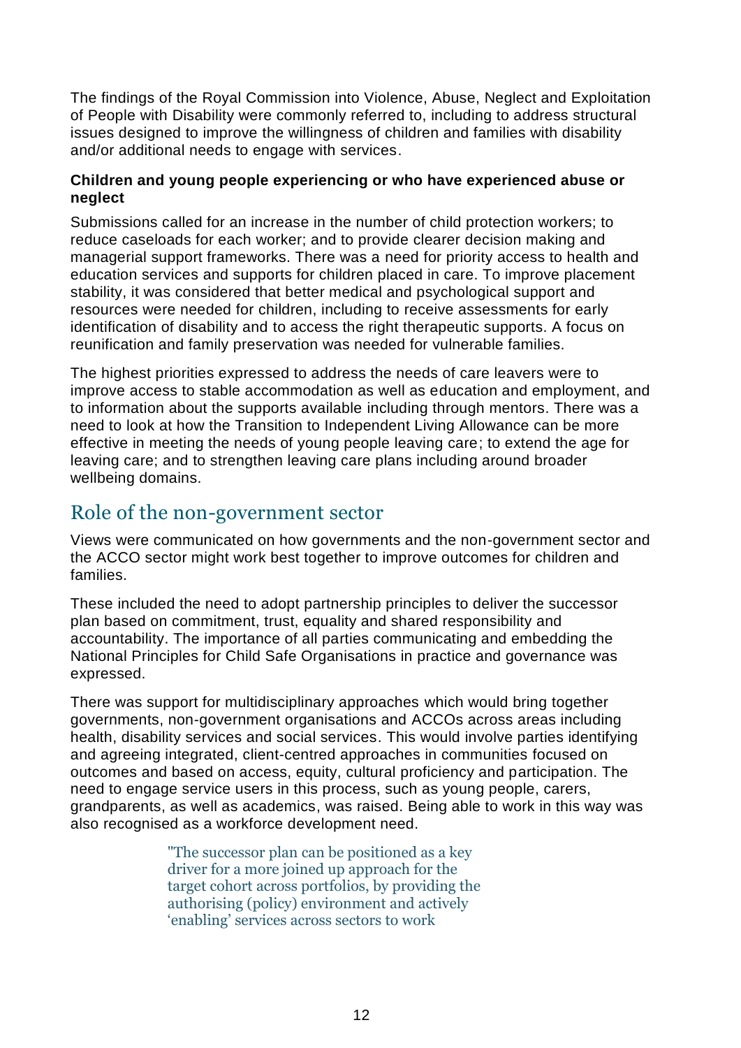The findings of the Royal Commission into Violence, Abuse, Neglect and Exploitation of People with Disability were commonly referred to, including to address structural issues designed to improve the willingness of children and families with disability and/or additional needs to engage with services.

**Children and young people experiencing or who have experienced abuse or neglect**

Submissions called for an increase in the number of child protection workers; to reduce caseloads for each worker; and to provide clearer decision making and managerial support frameworks. There was a need for priority access to health and education services and supports for children placed in care. To improve placement stability, it was considered that better medical and psychological support and resources were needed for children, including to receive assessments for early identification of disability and to access the right therapeutic supports. A focus on reunification and family preservation was needed for vulnerable families.

The highest priorities expressed to address the needs of care leavers were to improve access to stable accommodation as well as education and employment, and to information about the supports available including through mentors. There was a need to look at how the Transition to Independent Living Allowance can be more effective in meeting the needs of young people leaving care; to extend the age for leaving care; and to strengthen leaving care plans including around broader wellbeing domains.

## Role of the non-government sector

Views were communicated on how governments and the non-government sector and the ACCO sector might work best together to improve outcomes for children and families.

These included the need to adopt partnership principles to deliver the successor plan based on commitment, trust, equality and shared responsibility and accountability. The importance of all parties communicating and embedding the National Principles for Child Safe Organisations in practice and governance was expressed.

There was support for multidisciplinary approaches which would bring together governments, non-government organisations and ACCOs across areas including health, disability services and social services. This would involve parties identifying and agreeing integrated, client-centred approaches in communities focused on outcomes and based on access, equity, cultural proficiency and participation. The need to engage service users in this process, such as young people, carers, grandparents, as well as academics, was raised. Being able to work in this way was also recognised as a workforce development need.

> "The successor plan can be positioned as a key driver for a more joined up approach for the target cohort across portfolios, by providing the authorising (policy) environment and actively 'enabling' services across sectors to work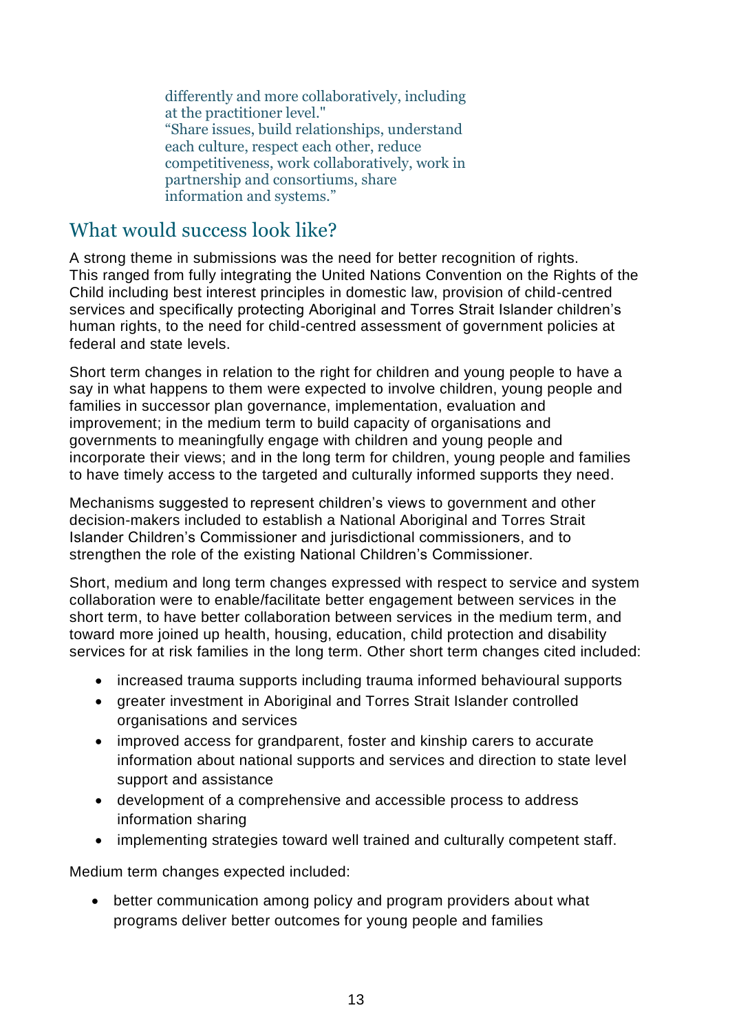> differently and more collaboratively, including at the practitioner level."
> "Share issues, build relationships, understand each culture, respect each other, reduce competitiveness, work collaboratively, work in partnership and consortiums, share information and systems."

## What would success look like?

A strong theme in submissions was the need for better recognition of rights. This ranged from fully integrating the United Nations Convention on the Rights of the Child including best interest principles in domestic law, provision of child-centred services and specifically protecting Aboriginal and Torres Strait Islander children's human rights, to the need for child-centred assessment of government policies at federal and state levels.

Short term changes in relation to the right for children and young people to have a say in what happens to them were expected to involve children, young people and families in successor plan governance, implementation, evaluation and improvement; in the medium term to build capacity of organisations and governments to meaningfully engage with children and young people and incorporate their views; and in the long term for children, young people and families to have timely access to the targeted and culturally informed supports they need.

Mechanisms suggested to represent children's views to government and other decision-makers included to establish a National Aboriginal and Torres Strait Islander Children's Commissioner and jurisdictional commissioners, and to strengthen the role of the existing National Children's Commissioner.

Short, medium and long term changes expressed with respect to service and system collaboration were to enable/facilitate better engagement between services in the short term, to have better collaboration between services in the medium term, and toward more joined up health, housing, education, child protection and disability services for at risk families in the long term. Other short term changes cited included:

- increased trauma supports including trauma informed behavioural supports
- greater investment in Aboriginal and Torres Strait Islander controlled organisations and services
- improved access for grandparent, foster and kinship carers to accurate information about national supports and services and direction to state level support and assistance
- development of a comprehensive and accessible process to address information sharing
- implementing strategies toward well trained and culturally competent staff.

Medium term changes expected included:

- better communication among policy and program providers about what programs deliver better outcomes for young people and families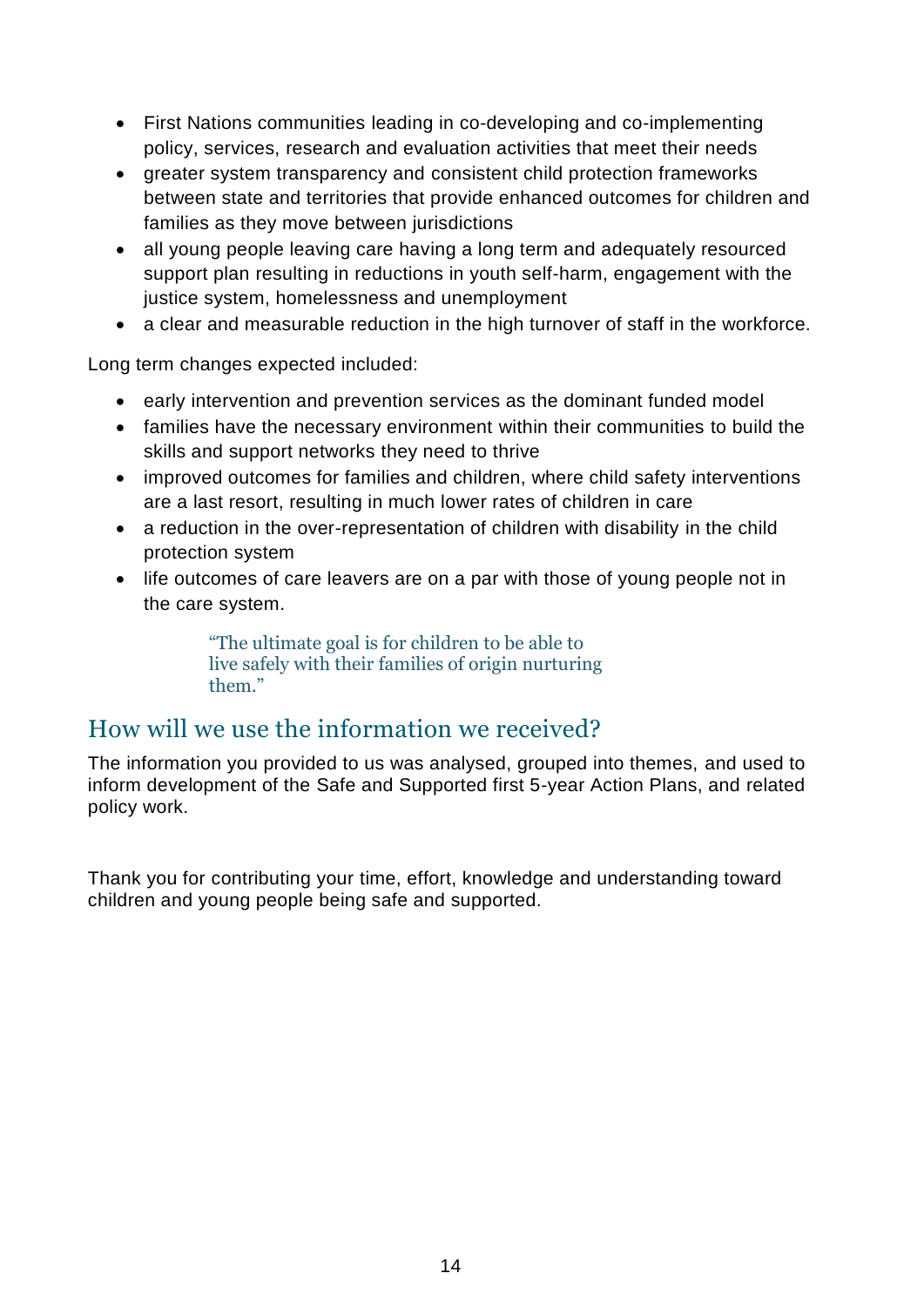- First Nations communities leading in co-developing and co-implementing policy, services, research and evaluation activities that meet their needs
- greater system transparency and consistent child protection frameworks between state and territories that provide enhanced outcomes for children and families as they move between jurisdictions
- all young people leaving care having a long term and adequately resourced support plan resulting in reductions in youth self-harm, engagement with the justice system, homelessness and unemployment
- a clear and measurable reduction in the high turnover of staff in the workforce.

Long term changes expected included:

- early intervention and prevention services as the dominant funded model
- families have the necessary environment within their communities to build the skills and support networks they need to thrive
- improved outcomes for families and children, where child safety interventions are a last resort, resulting in much lower rates of children in care
- a reduction in the over-representation of children with disability in the child protection system
- life outcomes of care leavers are on a par with those of young people not in the care system.

> "The ultimate goal is for children to be able to live safely with their families of origin nurturing them."

## How will we use the information we received?

The information you provided to us was analysed, grouped into themes, and used to inform development of the Safe and Supported first 5-year Action Plans, and related policy work.

Thank you for contributing your time, effort, knowledge and understanding toward children and young people being safe and supported.